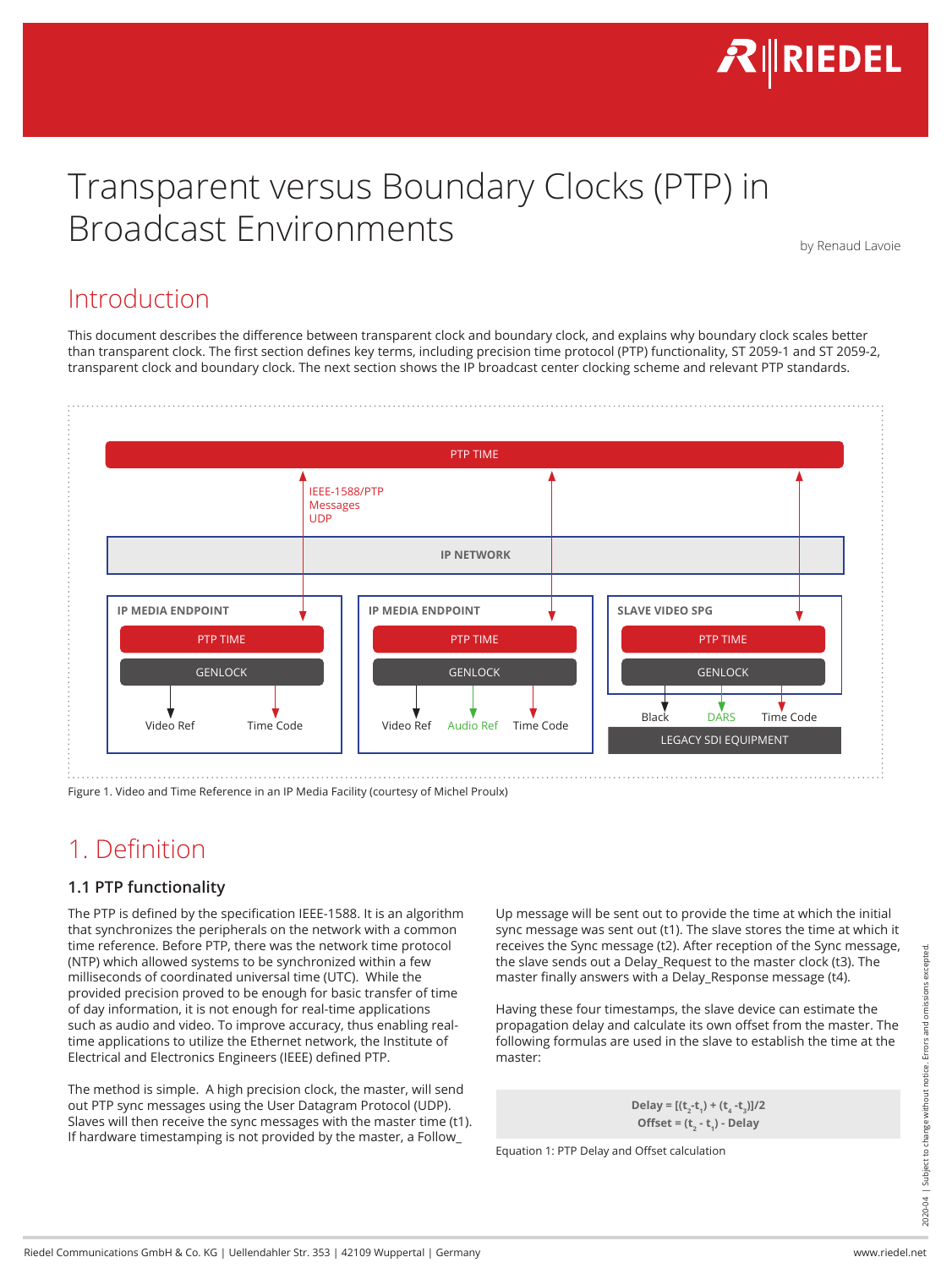# Transparent versus Boundary Clocks (PTP) in Broadcast Environments

by Renaud Lavoie

## Introduction

This document describes the difference between transparent clock and boundary clock, and explains why boundary clock scales better than transparent clock. The first section defines key terms, including precision time protocol (PTP) functionality, ST 2059-1 and ST 2059-2, transparent clock and boundary clock. The next section shows the IP broadcast center clocking scheme and relevant PTP standards.

Figure 1. Video and Time Reference in an IP Media Facility (courtesy of Michel Proulx)

## 1. Definition

### 1.1 PTP functionality

The PTP is defined by the specification IEEE-1588. It is an algorithm that synchronizes the peripherals on the network with a common time reference. Before PTP, there was the network time protocol (NTP) which allowed systems to be synchronized within a few milliseconds of coordinated universal time (UTC). While the provided precision proved to be enough for basic transfer of time of day information, it is not enough for real-time applications such as audio and video. To improve accuracy, thus enabling real-time applications to utilize the Ethernet network, the Institute of Electrical and Electronics Engineers (IEEE) defined PTP.

The method is simple. A high precision clock, the master, will send out PTP sync messages using the User Datagram Protocol (UDP). Slaves will then receive the sync messages with the master time (t1). If hardware timestamping is not provided by the master, a Follow_Up message will be sent out to provide the time at which the initial sync message was sent out (t1). The slave stores the time at which it receives the Sync message (t2). After reception of the Sync message, the slave sends out a Delay_Request to the master clock (t3). The master finally answers with a Delay_Response message (t4).

Having these four timestamps, the slave device can estimate the propagation delay and calculate its own offset from the master. The following formulas are used in the slave to establish the time at the master:

$$\textbf{Delay} = [(t_2 - t_1) + (t_4 - t_3)]/2$$
$$\textbf{Offset} = (t_2 - t_1) - \textbf{Delay}$$

Equation 1: PTP Delay and Offset calculation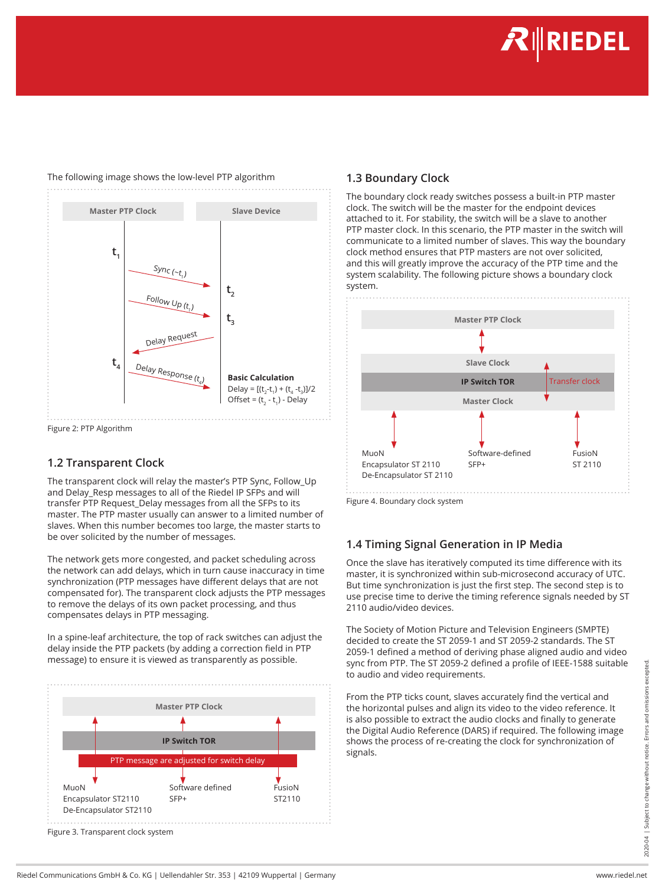The following image shows the low-level PTP algorithm

| Master PTP Clock | Slave Device |
| --- | --- |
| $t_1$ — Sync ($\sim t_1$) → | $t_2$ |
| Follow Up ($t_1$) → | $t_3$ |
| ← Delay Request | |
| $t_4$ — Delay Response ($t_4$) → | |

**Basic Calculation**
Delay = $[(t_2 - t_1) + (t_4 - t_3)]/2$
Offset = $(t_2 - t_1)$ - Delay

Figure 2: PTP Algorithm

## 1.2 Transparent Clock

The transparent clock will relay the master's PTP Sync, Follow_Up and Delay_Resp messages to all of the Riedel IP SFPs and will transfer PTP Request_Delay messages from all the SFPs to its master. The PTP master usually can answer to a limited number of slaves. When this number becomes too large, the master starts to be over solicited by the number of messages.

The network gets more congested, and packet scheduling across the network can add delays, which in turn cause inaccuracy in time synchronization (PTP messages have different delays that are not compensated for). The transparent clock adjusts the PTP messages to remove the delays of its own packet processing, and thus compensates delays in PTP messaging.

In a spine-leaf architecture, the top of rack switches can adjust the delay inside the PTP packets (by adding a correction field in PTP message) to ensure it is viewed as transparently as possible.

Master PTP Clock

IP Switch TOR

PTP message are adjusted for switch delay

MuoN Encapsulator ST2110 De-Encapsulator ST2110 | Software defined SFP+ | FusioN ST2110

Figure 3. Transparent clock system

## 1.3 Boundary Clock

The boundary clock ready switches possess a built-in PTP master clock. The switch will be the master for the endpoint devices attached to it. For stability, the switch will be a slave to another PTP master clock. In this scenario, the PTP master in the switch will communicate to a limited number of slaves. This way the boundary clock method ensures that PTP masters are not over solicited, and this will greatly improve the accuracy of the PTP time and the system scalability. The following picture shows a boundary clock system.

Master PTP Clock

Slave Clock

IP Switch TOR — Transfer clock

Master Clock

MuoN Encapsulator ST 2110 De-Encapsulator ST 2110 | Software-defined SFP+ | FusioN ST 2110

Figure 4. Boundary clock system

## 1.4 Timing Signal Generation in IP Media

Once the slave has iteratively computed its time difference with its master, it is synchronized within sub-microsecond accuracy of UTC. But time synchronization is just the first step. The second step is to use precise time to derive the timing reference signals needed by ST 2110 audio/video devices.

The Society of Motion Picture and Television Engineers (SMPTE) decided to create the ST 2059-1 and ST 2059-2 standards. The ST 2059-1 defined a method of deriving phase aligned audio and video sync from PTP. The ST 2059-2 defined a profile of IEEE-1588 suitable to audio and video requirements.

From the PTP ticks count, slaves accurately find the vertical and the horizontal pulses and align its video to the video reference. It is also possible to extract the audio clocks and finally to generate the Digital Audio Reference (DARS) if required. The following image shows the process of re-creating the clock for synchronization of signals.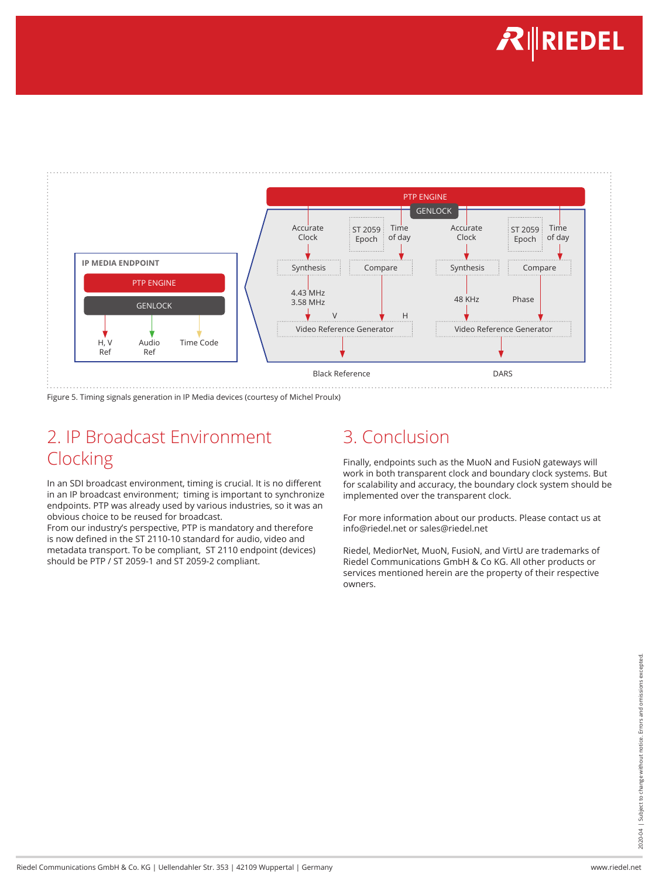IP MEDIA ENDPOINT

PTP ENGINE

GENLOCK

H, V Ref

Audio Ref

Time Code

PTP ENGINE

GENLOCK

Accurate Clock

ST 2059 Epoch

Time of day

Accurate Clock

ST 2059 Epoch

Time of day

Synthesis

Compare

Synthesis

Compare

4.43 MHz
3.58 MHz

48 KHz

Phase

V

H

Video Reference Generator

Video Reference Generator

Black Reference

DARS

Figure 5. Timing signals generation in IP Media devices (courtesy of Michel Proulx)

## 2. IP Broadcast Environment Clocking

In an SDI broadcast environment, timing is crucial. It is no different in an IP broadcast environment; timing is important to synchronize endpoints. PTP was already used by various industries, so it was an obvious choice to be reused for broadcast.
From our industry's perspective, PTP is mandatory and therefore is now defined in the ST 2110-10 standard for audio, video and metadata transport. To be compliant, ST 2110 endpoint (devices) should be PTP / ST 2059-1 and ST 2059-2 compliant.

## 3. Conclusion

Finally, endpoints such as the MuoN and FusioN gateways will work in both transparent clock and boundary clock systems. But for scalability and accuracy, the boundary clock system should be implemented over the transparent clock.

For more information about our products. Please contact us at info@riedel.net or sales@riedel.net

Riedel, MediorNet, MuoN, FusioN, and VirtU are trademarks of Riedel Communications GmbH & Co KG. All other products or services mentioned herein are the property of their respective owners.